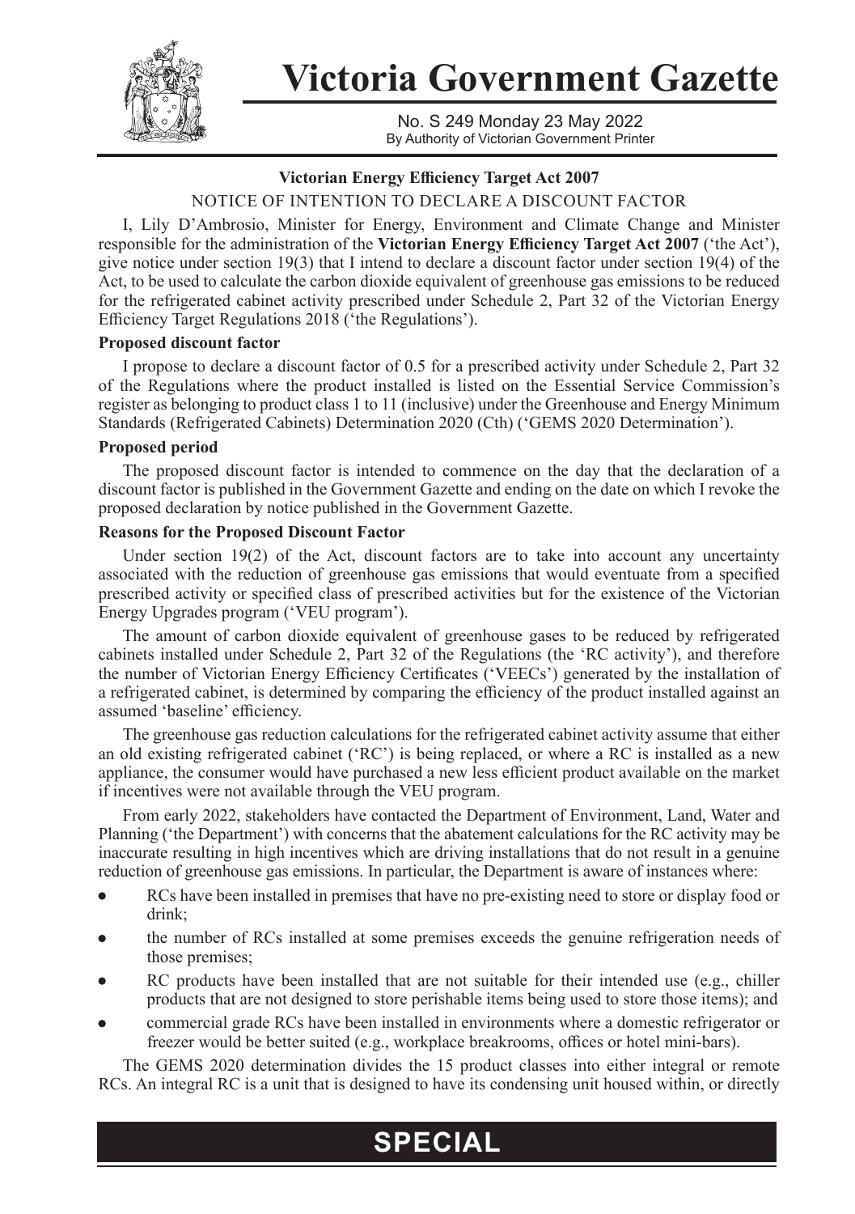# Victoria Government Gazette

No. S 249 Monday 23 May 2022
By Authority of Victorian Government Printer

## Victorian Energy Efficiency Target Act 2007

### NOTICE OF INTENTION TO DECLARE A DISCOUNT FACTOR

I, Lily D'Ambrosio, Minister for Energy, Environment and Climate Change and Minister responsible for the administration of the **Victorian Energy Efficiency Target Act 2007** ('the Act'), give notice under section 19(3) that I intend to declare a discount factor under section 19(4) of the Act, to be used to calculate the carbon dioxide equivalent of greenhouse gas emissions to be reduced for the refrigerated cabinet activity prescribed under Schedule 2, Part 32 of the Victorian Energy Efficiency Target Regulations 2018 ('the Regulations').

**Proposed discount factor**

I propose to declare a discount factor of 0.5 for a prescribed activity under Schedule 2, Part 32 of the Regulations where the product installed is listed on the Essential Service Commission's register as belonging to product class 1 to 11 (inclusive) under the Greenhouse and Energy Minimum Standards (Refrigerated Cabinets) Determination 2020 (Cth) ('GEMS 2020 Determination').

**Proposed period**

The proposed discount factor is intended to commence on the day that the declaration of a discount factor is published in the Government Gazette and ending on the date on which I revoke the proposed declaration by notice published in the Government Gazette.

**Reasons for the Proposed Discount Factor**

Under section 19(2) of the Act, discount factors are to take into account any uncertainty associated with the reduction of greenhouse gas emissions that would eventuate from a specified prescribed activity or specified class of prescribed activities but for the existence of the Victorian Energy Upgrades program ('VEU program').

The amount of carbon dioxide equivalent of greenhouse gases to be reduced by refrigerated cabinets installed under Schedule 2, Part 32 of the Regulations (the 'RC activity'), and therefore the number of Victorian Energy Efficiency Certificates ('VEECs') generated by the installation of a refrigerated cabinet, is determined by comparing the efficiency of the product installed against an assumed 'baseline' efficiency.

The greenhouse gas reduction calculations for the refrigerated cabinet activity assume that either an old existing refrigerated cabinet ('RC') is being replaced, or where a RC is installed as a new appliance, the consumer would have purchased a new less efficient product available on the market if incentives were not available through the VEU program.

From early 2022, stakeholders have contacted the Department of Environment, Land, Water and Planning ('the Department') with concerns that the abatement calculations for the RC activity may be inaccurate resulting in high incentives which are driving installations that do not result in a genuine reduction of greenhouse gas emissions. In particular, the Department is aware of instances where:

- RCs have been installed in premises that have no pre-existing need to store or display food or drink;
- the number of RCs installed at some premises exceeds the genuine refrigeration needs of those premises;
- RC products have been installed that are not suitable for their intended use (e.g., chiller products that are not designed to store perishable items being used to store those items); and
- commercial grade RCs have been installed in environments where a domestic refrigerator or freezer would be better suited (e.g., workplace breakrooms, offices or hotel mini-bars).

The GEMS 2020 determination divides the 15 product classes into either integral or remote RCs. An integral RC is a unit that is designed to have its condensing unit housed within, or directly

**SPECIAL**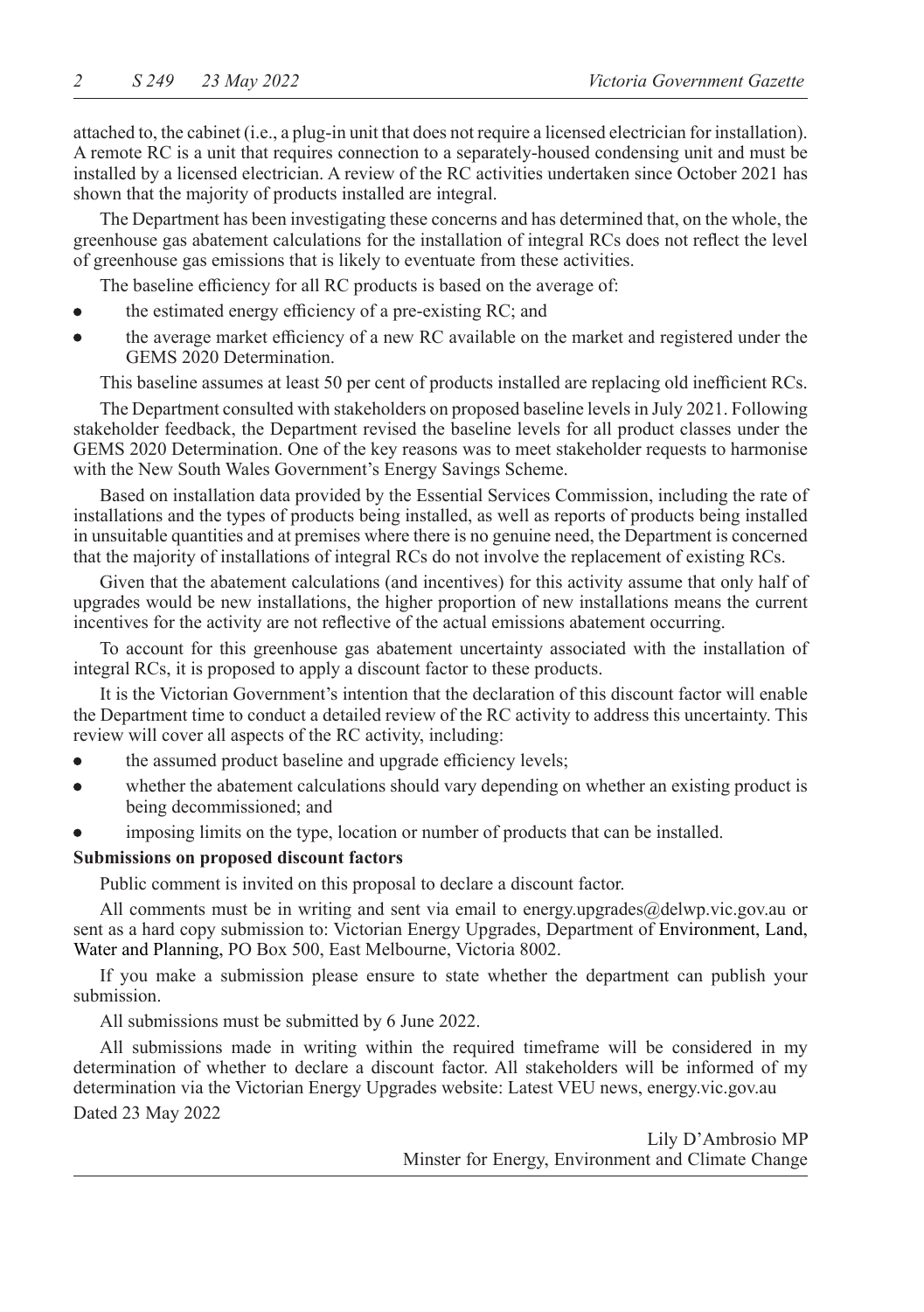attached to, the cabinet (i.e., a plug-in unit that does not require a licensed electrician for installation). A remote RC is a unit that requires connection to a separately-housed condensing unit and must be installed by a licensed electrician. A review of the RC activities undertaken since October 2021 has shown that the majority of products installed are integral.

The Department has been investigating these concerns and has determined that, on the whole, the greenhouse gas abatement calculations for the installation of integral RCs does not reflect the level of greenhouse gas emissions that is likely to eventuate from these activities.

The baseline efficiency for all RC products is based on the average of:

- the estimated energy efficiency of a pre-existing RC; and
- the average market efficiency of a new RC available on the market and registered under the GEMS 2020 Determination.

This baseline assumes at least 50 per cent of products installed are replacing old inefficient RCs.

The Department consulted with stakeholders on proposed baseline levels in July 2021. Following stakeholder feedback, the Department revised the baseline levels for all product classes under the GEMS 2020 Determination. One of the key reasons was to meet stakeholder requests to harmonise with the New South Wales Government's Energy Savings Scheme.

Based on installation data provided by the Essential Services Commission, including the rate of installations and the types of products being installed, as well as reports of products being installed in unsuitable quantities and at premises where there is no genuine need, the Department is concerned that the majority of installations of integral RCs do not involve the replacement of existing RCs.

Given that the abatement calculations (and incentives) for this activity assume that only half of upgrades would be new installations, the higher proportion of new installations means the current incentives for the activity are not reflective of the actual emissions abatement occurring.

To account for this greenhouse gas abatement uncertainty associated with the installation of integral RCs, it is proposed to apply a discount factor to these products.

It is the Victorian Government's intention that the declaration of this discount factor will enable the Department time to conduct a detailed review of the RC activity to address this uncertainty. This review will cover all aspects of the RC activity, including:

- the assumed product baseline and upgrade efficiency levels;
- whether the abatement calculations should vary depending on whether an existing product is being decommissioned; and
- imposing limits on the type, location or number of products that can be installed.

**Submissions on proposed discount factors**

Public comment is invited on this proposal to declare a discount factor.

All comments must be in writing and sent via email to energy.upgrades@delwp.vic.gov.au or sent as a hard copy submission to: Victorian Energy Upgrades, Department of Environment, Land, Water and Planning, PO Box 500, East Melbourne, Victoria 8002.

If you make a submission please ensure to state whether the department can publish your submission.

All submissions must be submitted by 6 June 2022.

All submissions made in writing within the required timeframe will be considered in my determination of whether to declare a discount factor. All stakeholders will be informed of my determination via the Victorian Energy Upgrades website: Latest VEU news, energy.vic.gov.au

Dated 23 May 2022

Lily D'Ambrosio MP
Minster for Energy, Environment and Climate Change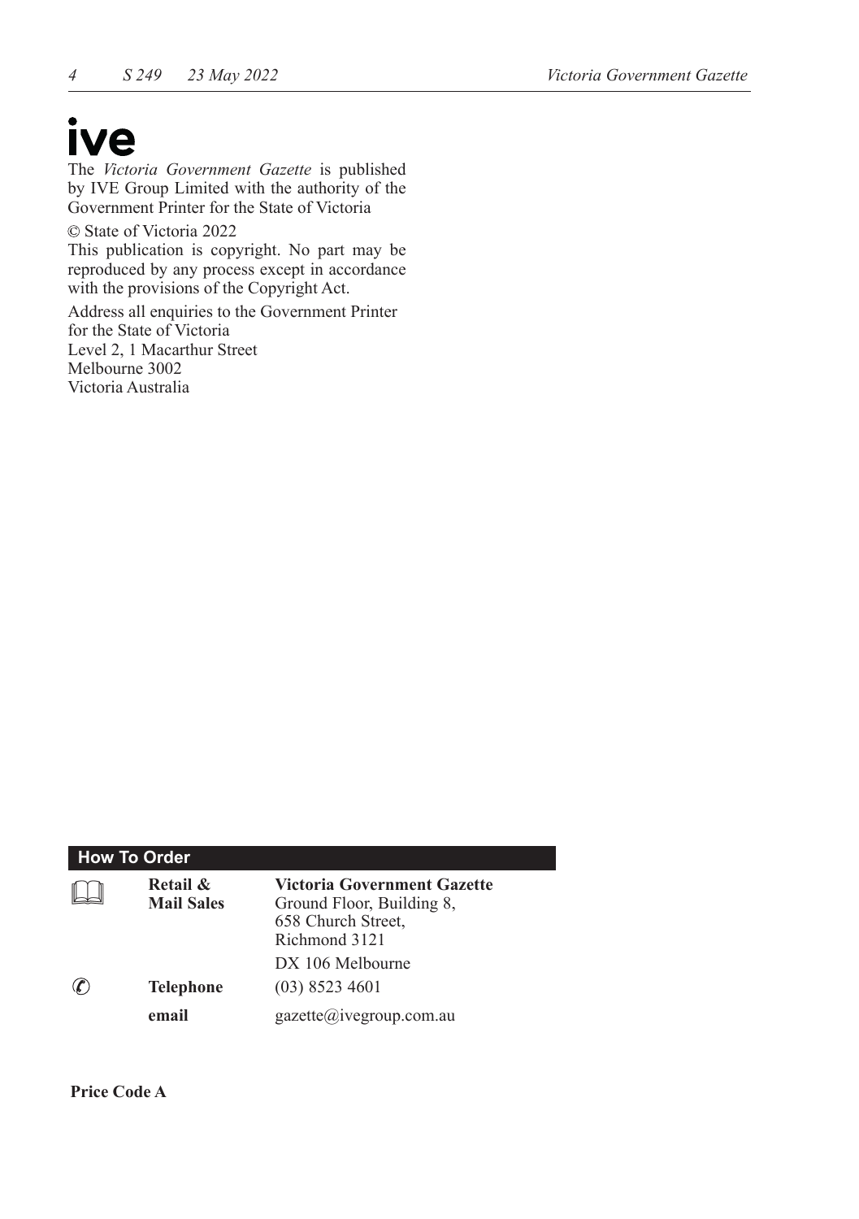ive

The *Victoria Government Gazette* is published by IVE Group Limited with the authority of the Government Printer for the State of Victoria

© State of Victoria 2022

This publication is copyright. No part may be reproduced by any process except in accordance with the provisions of the Copyright Act.

Address all enquiries to the Government Printer for the State of Victoria
Level 2, 1 Macarthur Street
Melbourne 3002
Victoria Australia

## How To Order

| | | |
|---|---|---|
| | **Retail & Mail Sales** | **Victoria Government Gazette** Ground Floor, Building 8, 658 Church Street, Richmond 3121 |
| | | DX 106 Melbourne |
| | **Telephone** | (03) 8523 4601 |
| | **email** | gazette@ivegroup.com.au |

**Price Code A**